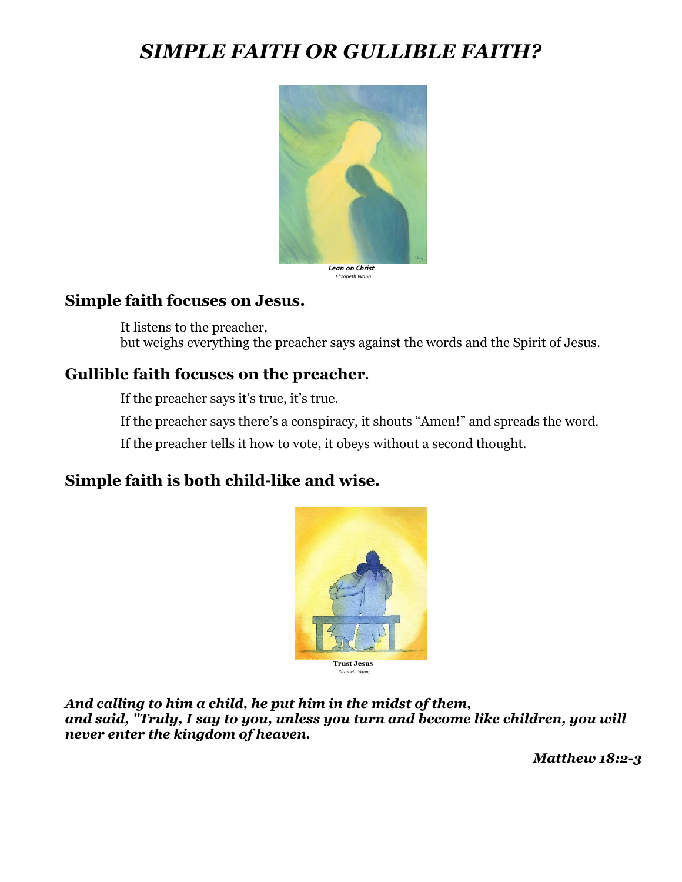# *SIMPLE FAITH OR GULLIBLE FAITH?*

***Lean on Christ***
*Elizabeth Wang*

## Simple faith focuses on Jesus.

It listens to the preacher,
but weighs everything the preacher says against the words and the Spirit of Jesus.

## Gullible faith focuses on the preacher.

If the preacher says it's true, it's true.

If the preacher says there's a conspiracy, it shouts "Amen!" and spreads the word.

If the preacher tells it how to vote, it obeys without a second thought.

## Simple faith is both child-like and wise.

**Trust Jesus**
*Elizabeth Wang*

***And calling to him a child, he put him in the midst of them,***
***and said, "Truly, I say to you, unless you turn and become like children, you will never enter the kingdom of heaven.***

***Matthew 18:2-3***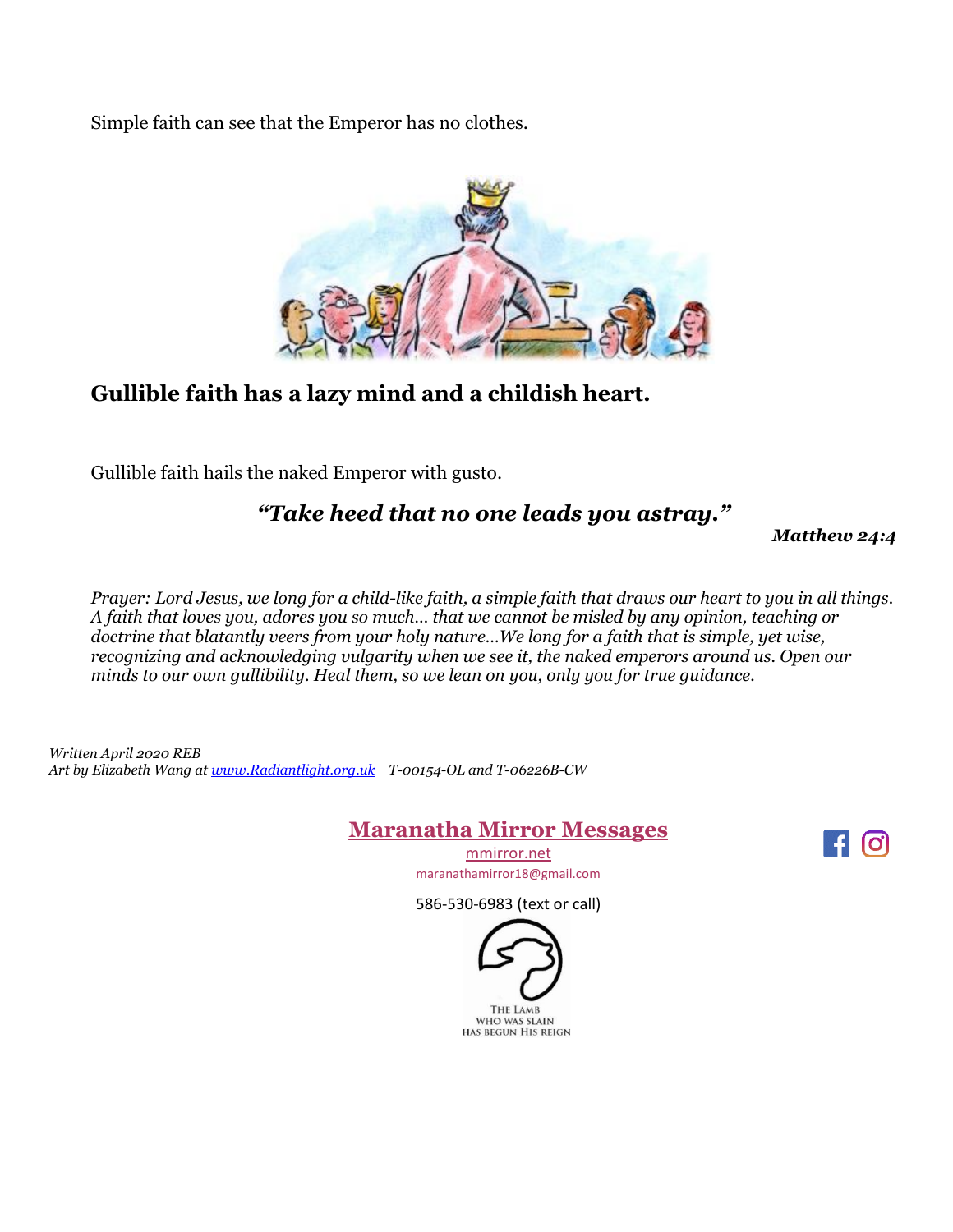Simple faith can see that the Emperor has no clothes.

## Gullible faith has a lazy mind and a childish heart.

Gullible faith hails the naked Emperor with gusto.

***"Take heed that no one leads you astray."***

***Matthew 24:4***

*Prayer: Lord Jesus, we long for a child-like faith, a simple faith that draws our heart to you in all things. A faith that loves you, adores you so much... that we cannot be misled by any opinion, teaching or doctrine that blatantly veers from your holy nature...We long for a faith that is simple, yet wise, recognizing and acknowledging vulgarity when we see it, the naked emperors around us. Open our minds to our own gullibility. Heal them, so we lean on you, only you for true guidance.*

*Written April 2020 REB*
*Art by Elizabeth Wang at [www.Radiantlight.org.uk](http://www.Radiantlight.org.uk) T-00154-OL and T-06226B-CW*

**Maranatha Mirror Messages**

mmirror.net

maranathamirror18@gmail.com

586-530-6983 (text or call)

THE LAMB WHO WAS SLAIN HAS BEGUN HIS REIGN